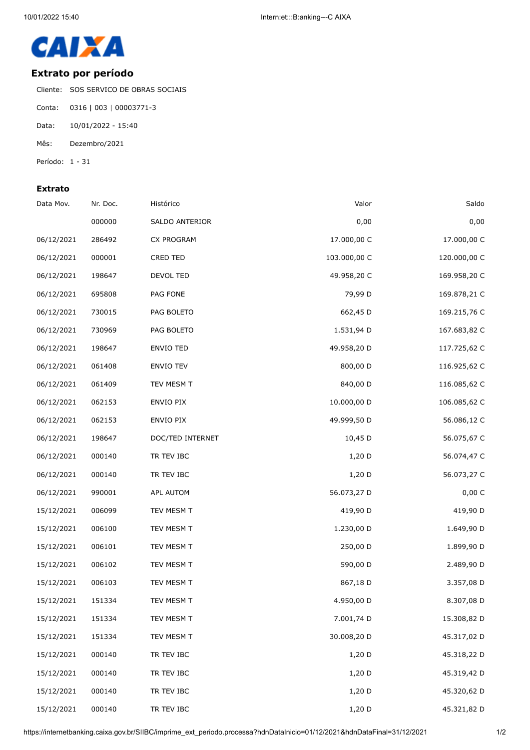CAIXA

## Extrato por período

Cliente: SOS SERVICO DE OBRAS SOCIAIS

Conta: 0316 | 003 | 00003771-3

Data: 10/01/2022 - 15:40

Mês: Dezembro/2021

Período: 1 - 31

### Extrato

| Data Mov. | Nr. Doc. | Histórico | Valor | Saldo |
|---|---|---|---|---|
| | 000000 | SALDO ANTERIOR | 0,00 | 0,00 |
| 06/12/2021 | 286492 | CX PROGRAM | 17.000,00 C | 17.000,00 C |
| 06/12/2021 | 000001 | CRED TED | 103.000,00 C | 120.000,00 C |
| 06/12/2021 | 198647 | DEVOL TED | 49.958,20 C | 169.958,20 C |
| 06/12/2021 | 695808 | PAG FONE | 79,99 D | 169.878,21 C |
| 06/12/2021 | 730015 | PAG BOLETO | 662,45 D | 169.215,76 C |
| 06/12/2021 | 730969 | PAG BOLETO | 1.531,94 D | 167.683,82 C |
| 06/12/2021 | 198647 | ENVIO TED | 49.958,20 D | 117.725,62 C |
| 06/12/2021 | 061408 | ENVIO TEV | 800,00 D | 116.925,62 C |
| 06/12/2021 | 061409 | TEV MESM T | 840,00 D | 116.085,62 C |
| 06/12/2021 | 062153 | ENVIO PIX | 10.000,00 D | 106.085,62 C |
| 06/12/2021 | 062153 | ENVIO PIX | 49.999,50 D | 56.086,12 C |
| 06/12/2021 | 198647 | DOC/TED INTERNET | 10,45 D | 56.075,67 C |
| 06/12/2021 | 000140 | TR TEV IBC | 1,20 D | 56.074,47 C |
| 06/12/2021 | 000140 | TR TEV IBC | 1,20 D | 56.073,27 C |
| 06/12/2021 | 990001 | APL AUTOM | 56.073,27 D | 0,00 C |
| 15/12/2021 | 006099 | TEV MESM T | 419,90 D | 419,90 D |
| 15/12/2021 | 006100 | TEV MESM T | 1.230,00 D | 1.649,90 D |
| 15/12/2021 | 006101 | TEV MESM T | 250,00 D | 1.899,90 D |
| 15/12/2021 | 006102 | TEV MESM T | 590,00 D | 2.489,90 D |
| 15/12/2021 | 006103 | TEV MESM T | 867,18 D | 3.357,08 D |
| 15/12/2021 | 151334 | TEV MESM T | 4.950,00 D | 8.307,08 D |
| 15/12/2021 | 151334 | TEV MESM T | 7.001,74 D | 15.308,82 D |
| 15/12/2021 | 151334 | TEV MESM T | 30.008,20 D | 45.317,02 D |
| 15/12/2021 | 000140 | TR TEV IBC | 1,20 D | 45.318,22 D |
| 15/12/2021 | 000140 | TR TEV IBC | 1,20 D | 45.319,42 D |
| 15/12/2021 | 000140 | TR TEV IBC | 1,20 D | 45.320,62 D |
| 15/12/2021 | 000140 | TR TEV IBC | 1,20 D | 45.321,82 D |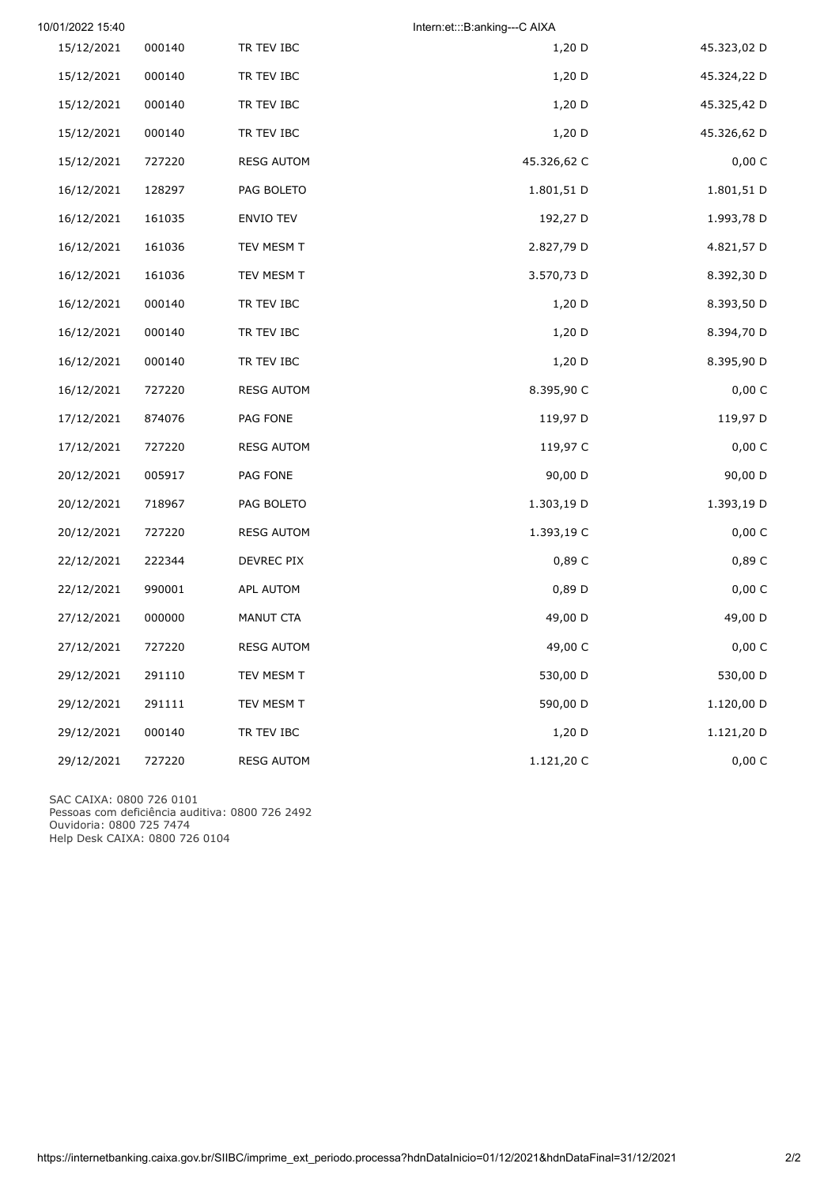| | | | | |
|---|---|---|---|---|
| 15/12/2021 | 000140 | TR TEV IBC | 1,20 D | 45.323,02 D |
| 15/12/2021 | 000140 | TR TEV IBC | 1,20 D | 45.324,22 D |
| 15/12/2021 | 000140 | TR TEV IBC | 1,20 D | 45.325,42 D |
| 15/12/2021 | 000140 | TR TEV IBC | 1,20 D | 45.326,62 D |
| 15/12/2021 | 727220 | RESG AUTOM | 45.326,62 C | 0,00 C |
| 16/12/2021 | 128297 | PAG BOLETO | 1.801,51 D | 1.801,51 D |
| 16/12/2021 | 161035 | ENVIO TEV | 192,27 D | 1.993,78 D |
| 16/12/2021 | 161036 | TEV MESM T | 2.827,79 D | 4.821,57 D |
| 16/12/2021 | 161036 | TEV MESM T | 3.570,73 D | 8.392,30 D |
| 16/12/2021 | 000140 | TR TEV IBC | 1,20 D | 8.393,50 D |
| 16/12/2021 | 000140 | TR TEV IBC | 1,20 D | 8.394,70 D |
| 16/12/2021 | 000140 | TR TEV IBC | 1,20 D | 8.395,90 D |
| 16/12/2021 | 727220 | RESG AUTOM | 8.395,90 C | 0,00 C |
| 17/12/2021 | 874076 | PAG FONE | 119,97 D | 119,97 D |
| 17/12/2021 | 727220 | RESG AUTOM | 119,97 C | 0,00 C |
| 20/12/2021 | 005917 | PAG FONE | 90,00 D | 90,00 D |
| 20/12/2021 | 718967 | PAG BOLETO | 1.303,19 D | 1.393,19 D |
| 20/12/2021 | 727220 | RESG AUTOM | 1.393,19 C | 0,00 C |
| 22/12/2021 | 222344 | DEVREC PIX | 0,89 C | 0,89 C |
| 22/12/2021 | 990001 | APL AUTOM | 0,89 D | 0,00 C |
| 27/12/2021 | 000000 | MANUT CTA | 49,00 D | 49,00 D |
| 27/12/2021 | 727220 | RESG AUTOM | 49,00 C | 0,00 C |
| 29/12/2021 | 291110 | TEV MESM T | 530,00 D | 530,00 D |
| 29/12/2021 | 291111 | TEV MESM T | 590,00 D | 1.120,00 D |
| 29/12/2021 | 000140 | TR TEV IBC | 1,20 D | 1.121,20 D |
| 29/12/2021 | 727220 | RESG AUTOM | 1.121,20 C | 0,00 C |

SAC CAIXA: 0800 726 0101
Pessoas com deficiência auditiva: 0800 726 2492
Ouvidoria: 0800 725 7474
Help Desk CAIXA: 0800 726 0104